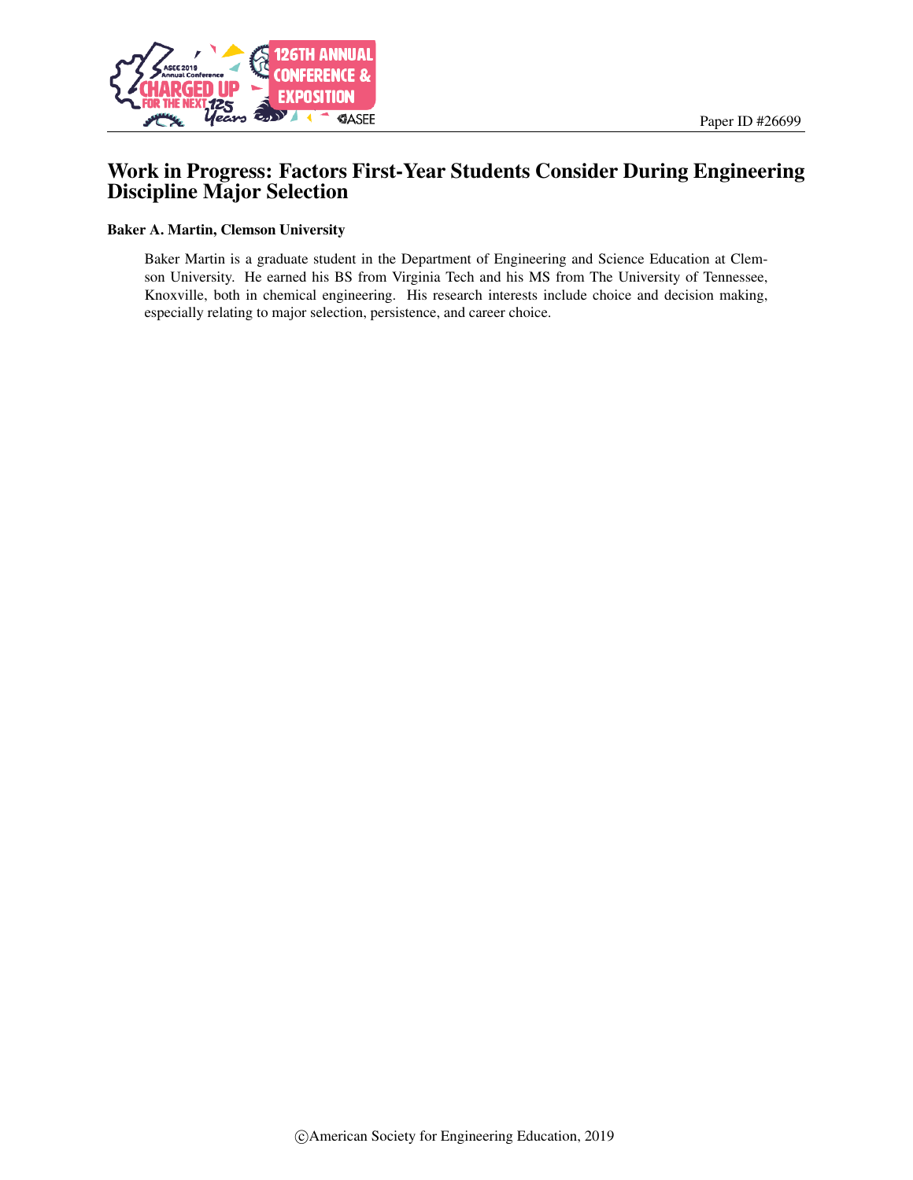Paper ID #26699

# Work in Progress: Factors First-Year Students Consider During Engineering Discipline Major Selection

**Baker A. Martin, Clemson University**

Baker Martin is a graduate student in the Department of Engineering and Science Education at Clemson University. He earned his BS from Virginia Tech and his MS from The University of Tennessee, Knoxville, both in chemical engineering. His research interests include choice and decision making, especially relating to major selection, persistence, and career choice.

©American Society for Engineering Education, 2019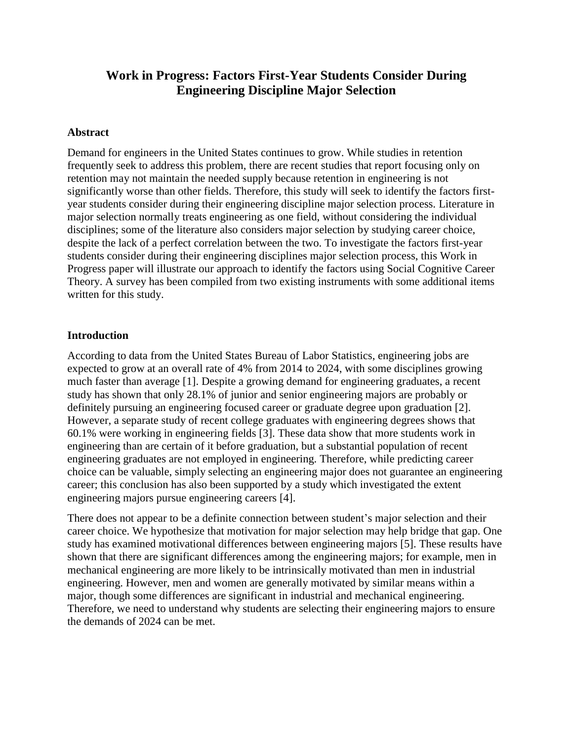# Work in Progress: Factors First-Year Students Consider During Engineering Discipline Major Selection

## Abstract

Demand for engineers in the United States continues to grow. While studies in retention frequently seek to address this problem, there are recent studies that report focusing only on retention may not maintain the needed supply because retention in engineering is not significantly worse than other fields. Therefore, this study will seek to identify the factors first-year students consider during their engineering discipline major selection process. Literature in major selection normally treats engineering as one field, without considering the individual disciplines; some of the literature also considers major selection by studying career choice, despite the lack of a perfect correlation between the two. To investigate the factors first-year students consider during their engineering disciplines major selection process, this Work in Progress paper will illustrate our approach to identify the factors using Social Cognitive Career Theory. A survey has been compiled from two existing instruments with some additional items written for this study.

## Introduction

According to data from the United States Bureau of Labor Statistics, engineering jobs are expected to grow at an overall rate of 4% from 2014 to 2024, with some disciplines growing much faster than average [1]. Despite a growing demand for engineering graduates, a recent study has shown that only 28.1% of junior and senior engineering majors are probably or definitely pursuing an engineering focused career or graduate degree upon graduation [2]. However, a separate study of recent college graduates with engineering degrees shows that 60.1% were working in engineering fields [3]. These data show that more students work in engineering than are certain of it before graduation, but a substantial population of recent engineering graduates are not employed in engineering. Therefore, while predicting career choice can be valuable, simply selecting an engineering major does not guarantee an engineering career; this conclusion has also been supported by a study which investigated the extent engineering majors pursue engineering careers [4].

There does not appear to be a definite connection between student's major selection and their career choice. We hypothesize that motivation for major selection may help bridge that gap. One study has examined motivational differences between engineering majors [5]. These results have shown that there are significant differences among the engineering majors; for example, men in mechanical engineering are more likely to be intrinsically motivated than men in industrial engineering. However, men and women are generally motivated by similar means within a major, though some differences are significant in industrial and mechanical engineering. Therefore, we need to understand why students are selecting their engineering majors to ensure the demands of 2024 can be met.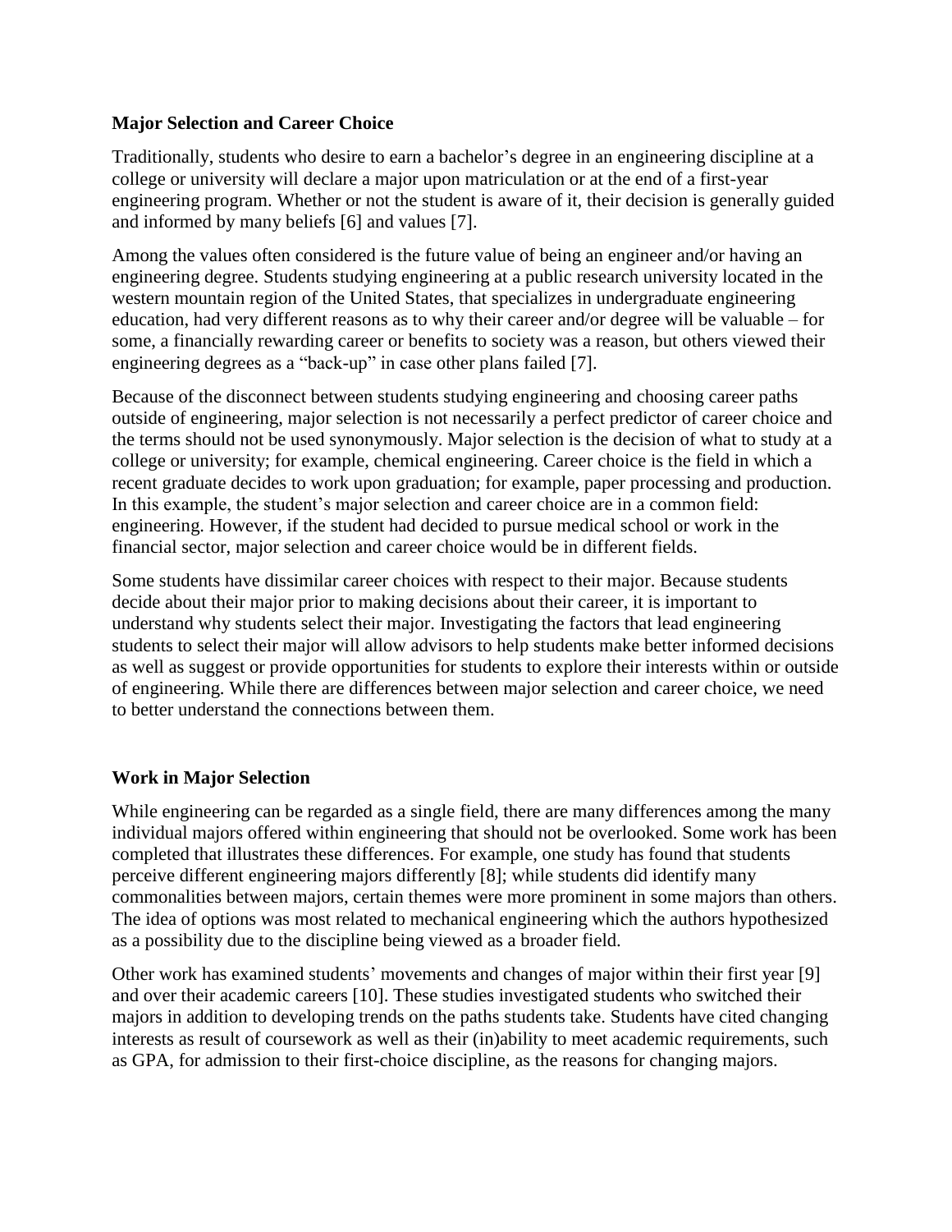## Major Selection and Career Choice

Traditionally, students who desire to earn a bachelor's degree in an engineering discipline at a college or university will declare a major upon matriculation or at the end of a first-year engineering program. Whether or not the student is aware of it, their decision is generally guided and informed by many beliefs [6] and values [7].

Among the values often considered is the future value of being an engineer and/or having an engineering degree. Students studying engineering at a public research university located in the western mountain region of the United States, that specializes in undergraduate engineering education, had very different reasons as to why their career and/or degree will be valuable – for some, a financially rewarding career or benefits to society was a reason, but others viewed their engineering degrees as a "back-up" in case other plans failed [7].

Because of the disconnect between students studying engineering and choosing career paths outside of engineering, major selection is not necessarily a perfect predictor of career choice and the terms should not be used synonymously. Major selection is the decision of what to study at a college or university; for example, chemical engineering. Career choice is the field in which a recent graduate decides to work upon graduation; for example, paper processing and production. In this example, the student's major selection and career choice are in a common field: engineering. However, if the student had decided to pursue medical school or work in the financial sector, major selection and career choice would be in different fields.

Some students have dissimilar career choices with respect to their major. Because students decide about their major prior to making decisions about their career, it is important to understand why students select their major. Investigating the factors that lead engineering students to select their major will allow advisors to help students make better informed decisions as well as suggest or provide opportunities for students to explore their interests within or outside of engineering. While there are differences between major selection and career choice, we need to better understand the connections between them.

## Work in Major Selection

While engineering can be regarded as a single field, there are many differences among the many individual majors offered within engineering that should not be overlooked. Some work has been completed that illustrates these differences. For example, one study has found that students perceive different engineering majors differently [8]; while students did identify many commonalities between majors, certain themes were more prominent in some majors than others. The idea of options was most related to mechanical engineering which the authors hypothesized as a possibility due to the discipline being viewed as a broader field.

Other work has examined students' movements and changes of major within their first year [9] and over their academic careers [10]. These studies investigated students who switched their majors in addition to developing trends on the paths students take. Students have cited changing interests as result of coursework as well as their (in)ability to meet academic requirements, such as GPA, for admission to their first-choice discipline, as the reasons for changing majors.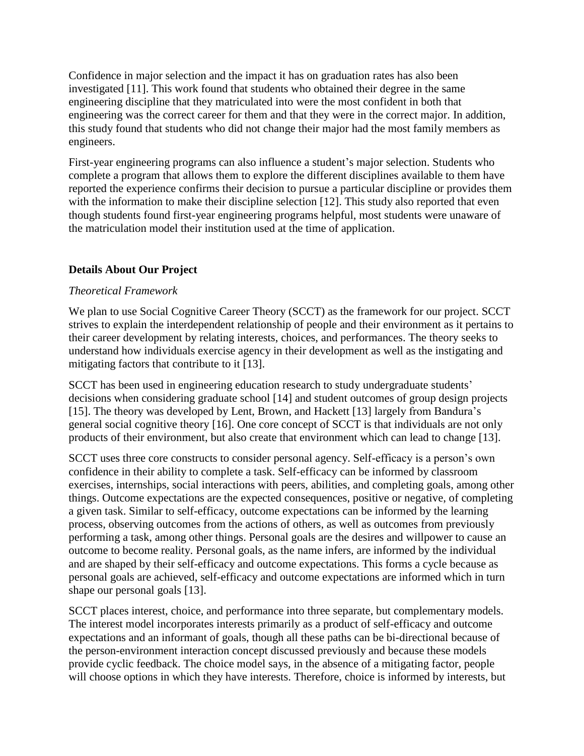Confidence in major selection and the impact it has on graduation rates has also been investigated [11]. This work found that students who obtained their degree in the same engineering discipline that they matriculated into were the most confident in both that engineering was the correct career for them and that they were in the correct major. In addition, this study found that students who did not change their major had the most family members as engineers.

First-year engineering programs can also influence a student's major selection. Students who complete a program that allows them to explore the different disciplines available to them have reported the experience confirms their decision to pursue a particular discipline or provides them with the information to make their discipline selection [12]. This study also reported that even though students found first-year engineering programs helpful, most students were unaware of the matriculation model their institution used at the time of application.

## Details About Our Project

### *Theoretical Framework*

We plan to use Social Cognitive Career Theory (SCCT) as the framework for our project. SCCT strives to explain the interdependent relationship of people and their environment as it pertains to their career development by relating interests, choices, and performances. The theory seeks to understand how individuals exercise agency in their development as well as the instigating and mitigating factors that contribute to it [13].

SCCT has been used in engineering education research to study undergraduate students' decisions when considering graduate school [14] and student outcomes of group design projects [15]. The theory was developed by Lent, Brown, and Hackett [13] largely from Bandura's general social cognitive theory [16]. One core concept of SCCT is that individuals are not only products of their environment, but also create that environment which can lead to change [13].

SCCT uses three core constructs to consider personal agency. Self-efficacy is a person's own confidence in their ability to complete a task. Self-efficacy can be informed by classroom exercises, internships, social interactions with peers, abilities, and completing goals, among other things. Outcome expectations are the expected consequences, positive or negative, of completing a given task. Similar to self-efficacy, outcome expectations can be informed by the learning process, observing outcomes from the actions of others, as well as outcomes from previously performing a task, among other things. Personal goals are the desires and willpower to cause an outcome to become reality. Personal goals, as the name infers, are informed by the individual and are shaped by their self-efficacy and outcome expectations. This forms a cycle because as personal goals are achieved, self-efficacy and outcome expectations are informed which in turn shape our personal goals [13].

SCCT places interest, choice, and performance into three separate, but complementary models. The interest model incorporates interests primarily as a product of self-efficacy and outcome expectations and an informant of goals, though all these paths can be bi-directional because of the person-environment interaction concept discussed previously and because these models provide cyclic feedback. The choice model says, in the absence of a mitigating factor, people will choose options in which they have interests. Therefore, choice is informed by interests, but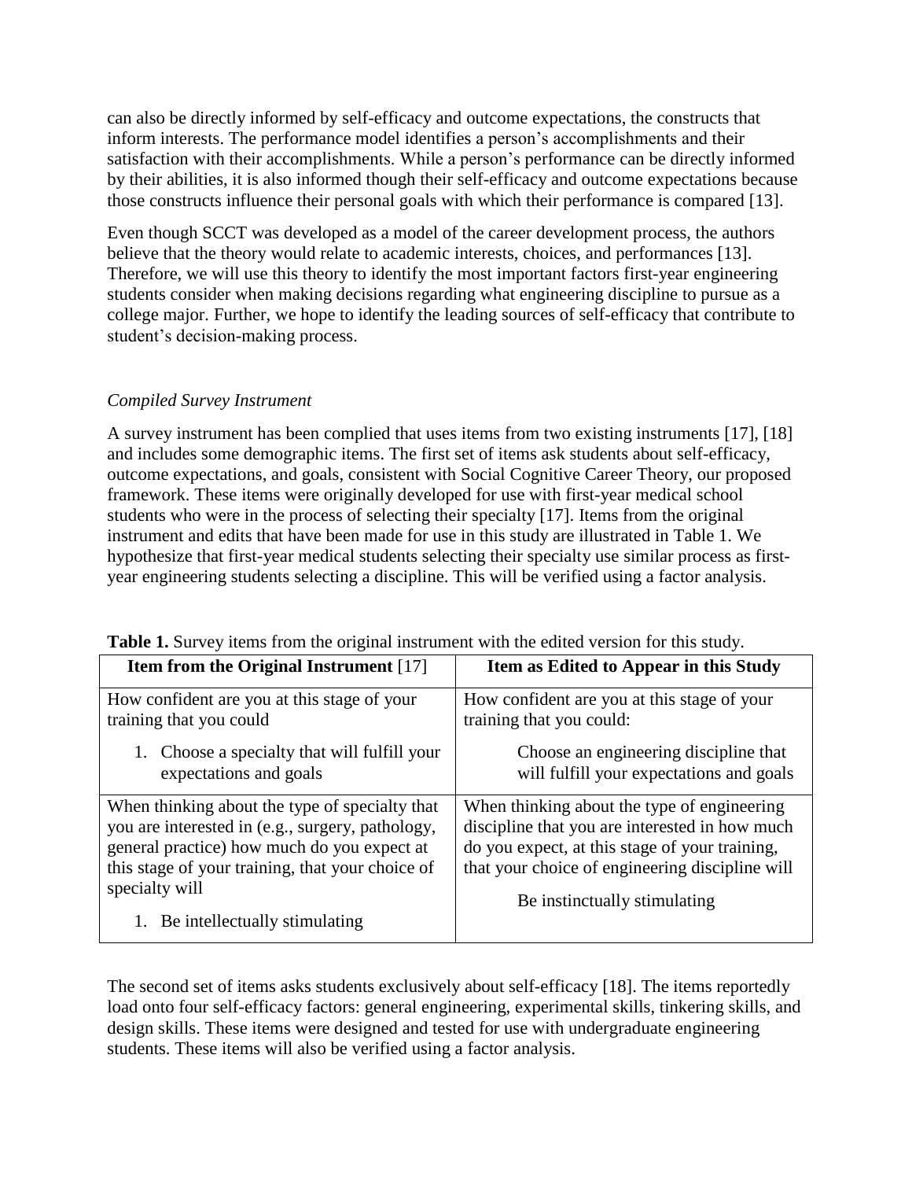can also be directly informed by self-efficacy and outcome expectations, the constructs that inform interests. The performance model identifies a person's accomplishments and their satisfaction with their accomplishments. While a person's performance can be directly informed by their abilities, it is also informed though their self-efficacy and outcome expectations because those constructs influence their personal goals with which their performance is compared [13].

Even though SCCT was developed as a model of the career development process, the authors believe that the theory would relate to academic interests, choices, and performances [13]. Therefore, we will use this theory to identify the most important factors first-year engineering students consider when making decisions regarding what engineering discipline to pursue as a college major. Further, we hope to identify the leading sources of self-efficacy that contribute to student's decision-making process.

*Compiled Survey Instrument*

A survey instrument has been complied that uses items from two existing instruments [17], [18] and includes some demographic items. The first set of items ask students about self-efficacy, outcome expectations, and goals, consistent with Social Cognitive Career Theory, our proposed framework. These items were originally developed for use with first-year medical school students who were in the process of selecting their specialty [17]. Items from the original instrument and edits that have been made for use in this study are illustrated in Table 1. We hypothesize that first-year medical students selecting their specialty use similar process as first-year engineering students selecting a discipline. This will be verified using a factor analysis.

**Table 1.** Survey items from the original instrument with the edited version for this study.

| **Item from the Original Instrument** [17] | **Item as Edited to Appear in this Study** |
|---|---|
| How confident are you at this stage of your training that you could<br>1. Choose a specialty that will fulfill your expectations and goals | How confident are you at this stage of your training that you could:<br>Choose an engineering discipline that will fulfill your expectations and goals |
| When thinking about the type of specialty that you are interested in (e.g., surgery, pathology, general practice) how much do you expect at this stage of your training, that your choice of specialty will<br>1. Be intellectually stimulating | When thinking about the type of engineering discipline that you are interested in how much do you expect, at this stage of your training, that your choice of engineering discipline will<br>Be instinctually stimulating |

The second set of items asks students exclusively about self-efficacy [18]. The items reportedly load onto four self-efficacy factors: general engineering, experimental skills, tinkering skills, and design skills. These items were designed and tested for use with undergraduate engineering students. These items will also be verified using a factor analysis.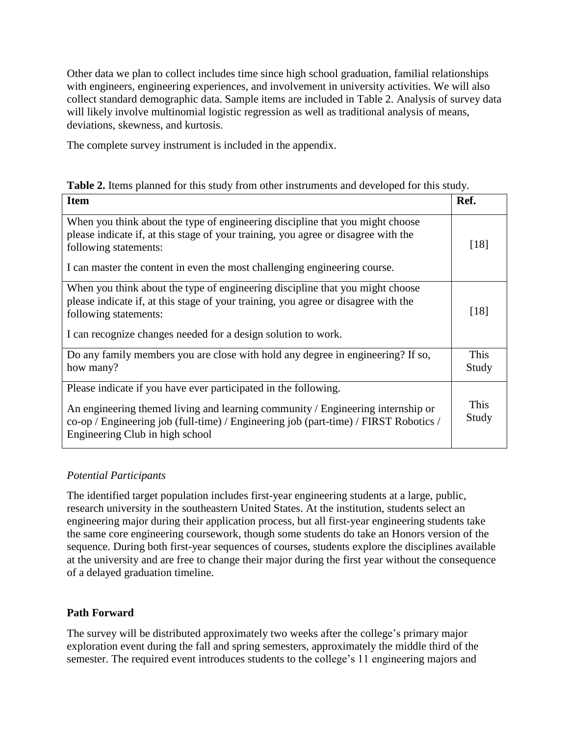Other data we plan to collect includes time since high school graduation, familial relationships with engineers, engineering experiences, and involvement in university activities. We will also collect standard demographic data. Sample items are included in Table 2. Analysis of survey data will likely involve multinomial logistic regression as well as traditional analysis of means, deviations, skewness, and kurtosis.

The complete survey instrument is included in the appendix.

**Table 2.** Items planned for this study from other instruments and developed for this study.

| Item | Ref. |
|---|---|
| When you think about the type of engineering discipline that you might choose please indicate if, at this stage of your training, you agree or disagree with the following statements: I can master the content in even the most challenging engineering course. | [18] |
| When you think about the type of engineering discipline that you might choose please indicate if, at this stage of your training, you agree or disagree with the following statements: I can recognize changes needed for a design solution to work. | [18] |
| Do any family members you are close with hold any degree in engineering? If so, how many? | This Study |
| Please indicate if you have ever participated in the following. An engineering themed living and learning community / Engineering internship or co-op / Engineering job (full-time) / Engineering job (part-time) / FIRST Robotics / Engineering Club in high school | This Study |

*Potential Participants*

The identified target population includes first-year engineering students at a large, public, research university in the southeastern United States. At the institution, students select an engineering major during their application process, but all first-year engineering students take the same core engineering coursework, though some students do take an Honors version of the sequence. During both first-year sequences of courses, students explore the disciplines available at the university and are free to change their major during the first year without the consequence of a delayed graduation timeline.

**Path Forward**

The survey will be distributed approximately two weeks after the college's primary major exploration event during the fall and spring semesters, approximately the middle third of the semester. The required event introduces students to the college's 11 engineering majors and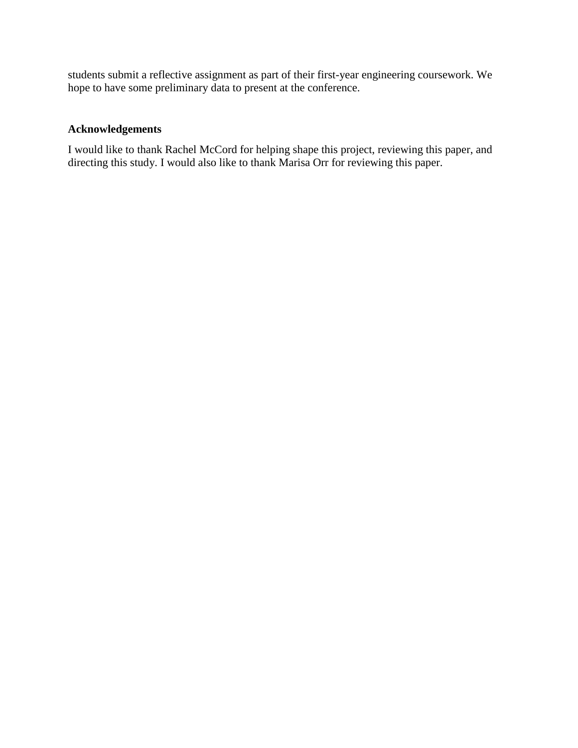students submit a reflective assignment as part of their first-year engineering coursework. We hope to have some preliminary data to present at the conference.

## Acknowledgements

I would like to thank Rachel McCord for helping shape this project, reviewing this paper, and directing this study. I would also like to thank Marisa Orr for reviewing this paper.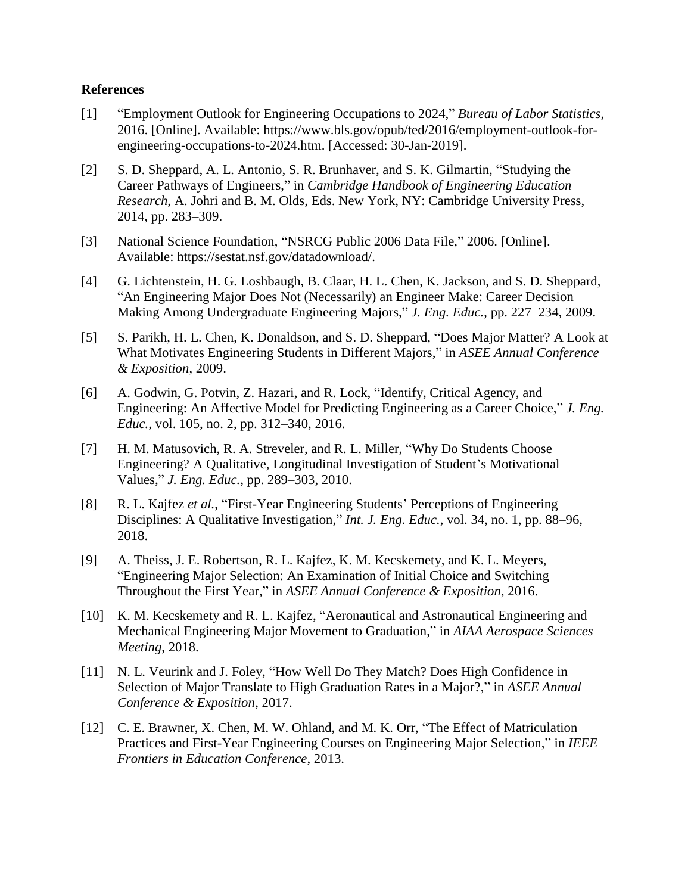**References**

[1] "Employment Outlook for Engineering Occupations to 2024," *Bureau of Labor Statistics*, 2016. [Online]. Available: https://www.bls.gov/opub/ted/2016/employment-outlook-for-engineering-occupations-to-2024.htm. [Accessed: 30-Jan-2019].

[2] S. D. Sheppard, A. L. Antonio, S. R. Brunhaver, and S. K. Gilmartin, "Studying the Career Pathways of Engineers," in *Cambridge Handbook of Engineering Education Research*, A. Johri and B. M. Olds, Eds. New York, NY: Cambridge University Press, 2014, pp. 283–309.

[3] National Science Foundation, "NSRCG Public 2006 Data File," 2006. [Online]. Available: https://sestat.nsf.gov/datadownload/.

[4] G. Lichtenstein, H. G. Loshbaugh, B. Claar, H. L. Chen, K. Jackson, and S. D. Sheppard, "An Engineering Major Does Not (Necessarily) an Engineer Make: Career Decision Making Among Undergraduate Engineering Majors," *J. Eng. Educ.*, pp. 227–234, 2009.

[5] S. Parikh, H. L. Chen, K. Donaldson, and S. D. Sheppard, "Does Major Matter? A Look at What Motivates Engineering Students in Different Majors," in *ASEE Annual Conference & Exposition*, 2009.

[6] A. Godwin, G. Potvin, Z. Hazari, and R. Lock, "Identify, Critical Agency, and Engineering: An Affective Model for Predicting Engineering as a Career Choice," *J. Eng. Educ.*, vol. 105, no. 2, pp. 312–340, 2016.

[7] H. M. Matusovich, R. A. Streveler, and R. L. Miller, "Why Do Students Choose Engineering? A Qualitative, Longitudinal Investigation of Student's Motivational Values," *J. Eng. Educ.*, pp. 289–303, 2010.

[8] R. L. Kajfez *et al.*, "First-Year Engineering Students' Perceptions of Engineering Disciplines: A Qualitative Investigation," *Int. J. Eng. Educ.*, vol. 34, no. 1, pp. 88–96, 2018.

[9] A. Theiss, J. E. Robertson, R. L. Kajfez, K. M. Kecskemety, and K. L. Meyers, "Engineering Major Selection: An Examination of Initial Choice and Switching Throughout the First Year," in *ASEE Annual Conference & Exposition*, 2016.

[10] K. M. Kecskemety and R. L. Kajfez, "Aeronautical and Astronautical Engineering and Mechanical Engineering Major Movement to Graduation," in *AIAA Aerospace Sciences Meeting*, 2018.

[11] N. L. Veurink and J. Foley, "How Well Do They Match? Does High Confidence in Selection of Major Translate to High Graduation Rates in a Major?," in *ASEE Annual Conference & Exposition*, 2017.

[12] C. E. Brawner, X. Chen, M. W. Ohland, and M. K. Orr, "The Effect of Matriculation Practices and First-Year Engineering Courses on Engineering Major Selection," in *IEEE Frontiers in Education Conference*, 2013.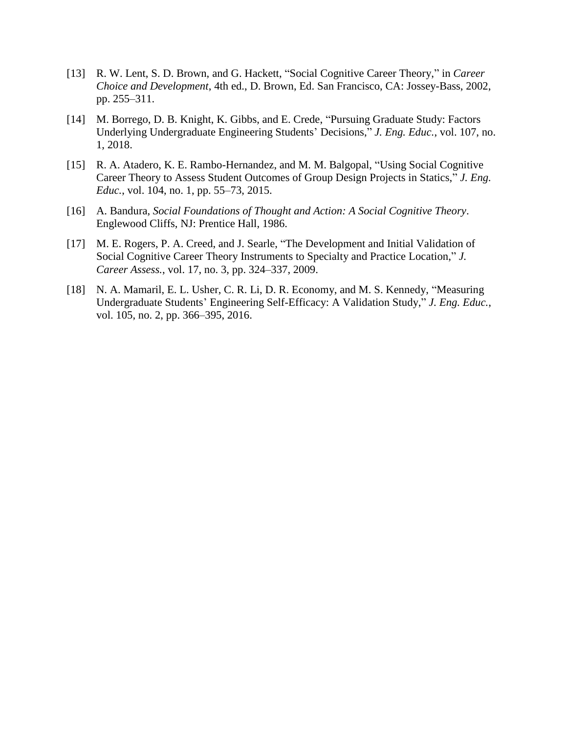[13] R. W. Lent, S. D. Brown, and G. Hackett, "Social Cognitive Career Theory," in *Career Choice and Development*, 4th ed., D. Brown, Ed. San Francisco, CA: Jossey-Bass, 2002, pp. 255–311.

[14] M. Borrego, D. B. Knight, K. Gibbs, and E. Crede, "Pursuing Graduate Study: Factors Underlying Undergraduate Engineering Students' Decisions," *J. Eng. Educ.*, vol. 107, no. 1, 2018.

[15] R. A. Atadero, K. E. Rambo-Hernandez, and M. M. Balgopal, "Using Social Cognitive Career Theory to Assess Student Outcomes of Group Design Projects in Statics," *J. Eng. Educ.*, vol. 104, no. 1, pp. 55–73, 2015.

[16] A. Bandura, *Social Foundations of Thought and Action: A Social Cognitive Theory*. Englewood Cliffs, NJ: Prentice Hall, 1986.

[17] M. E. Rogers, P. A. Creed, and J. Searle, "The Development and Initial Validation of Social Cognitive Career Theory Instruments to Specialty and Practice Location," *J. Career Assess.*, vol. 17, no. 3, pp. 324–337, 2009.

[18] N. A. Mamaril, E. L. Usher, C. R. Li, D. R. Economy, and M. S. Kennedy, "Measuring Undergraduate Students' Engineering Self-Efficacy: A Validation Study," *J. Eng. Educ.*, vol. 105, no. 2, pp. 366–395, 2016.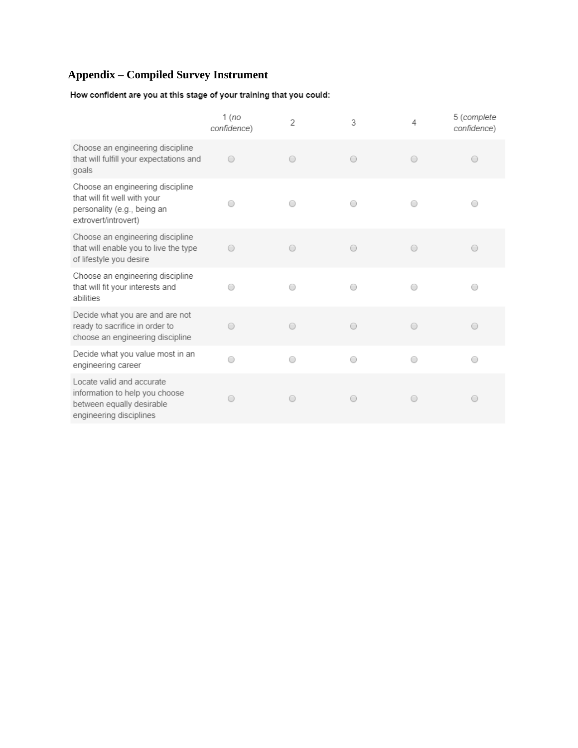## Appendix – Compiled Survey Instrument

**How confident are you at this stage of your training that you could:**

| | 1 (*no confidence*) | 2 | 3 | 4 | 5 (*complete confidence*) |
|---|---|---|---|---|---|
| Choose an engineering discipline that will fulfill your expectations and goals | ○ | ○ | ○ | ○ | ○ |
| Choose an engineering discipline that will fit well with your personality (e.g., being an extrovert/introvert) | ○ | ○ | ○ | ○ | ○ |
| Choose an engineering discipline that will enable you to live the type of lifestyle you desire | ○ | ○ | ○ | ○ | ○ |
| Choose an engineering discipline that will fit your interests and abilities | ○ | ○ | ○ | ○ | ○ |
| Decide what you are and are not ready to sacrifice in order to choose an engineering discipline | ○ | ○ | ○ | ○ | ○ |
| Decide what you value most in an engineering career | ○ | ○ | ○ | ○ | ○ |
| Locate valid and accurate information to help you choose between equally desirable engineering disciplines | ○ | ○ | ○ | ○ | ○ |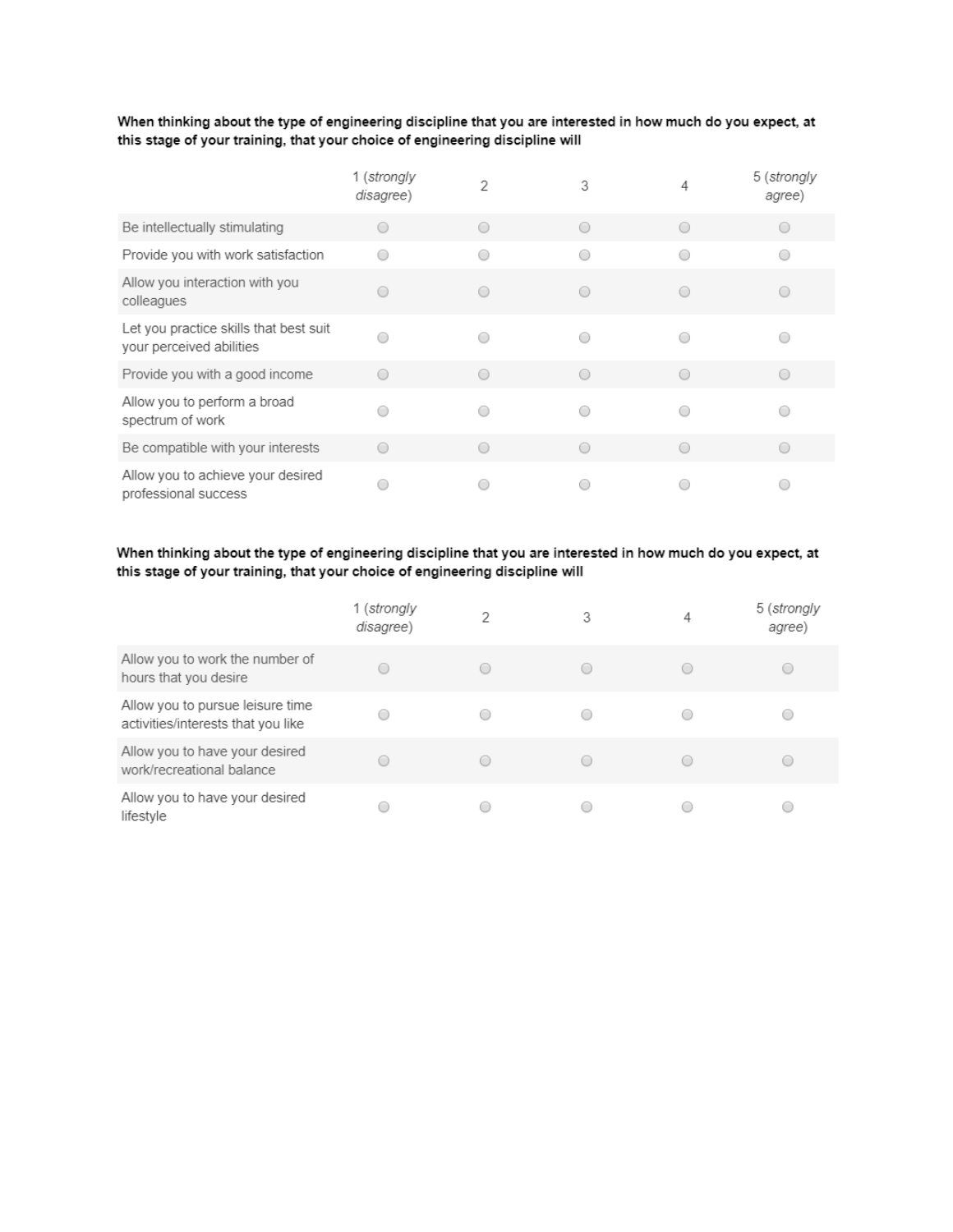**When thinking about the type of engineering discipline that you are interested in how much do you expect, at this stage of your training, that your choice of engineering discipline will**

| | 1 (*strongly disagree*) | 2 | 3 | 4 | 5 (*strongly agree*) |
|---|---|---|---|---|---|
| Be intellectually stimulating | ○ | ○ | ○ | ○ | ○ |
| Provide you with work satisfaction | ○ | ○ | ○ | ○ | ○ |
| Allow you interaction with you colleagues | ○ | ○ | ○ | ○ | ○ |
| Let you practice skills that best suit your perceived abilities | ○ | ○ | ○ | ○ | ○ |
| Provide you with a good income | ○ | ○ | ○ | ○ | ○ |
| Allow you to perform a broad spectrum of work | ○ | ○ | ○ | ○ | ○ |
| Be compatible with your interests | ○ | ○ | ○ | ○ | ○ |
| Allow you to achieve your desired professional success | ○ | ○ | ○ | ○ | ○ |

**When thinking about the type of engineering discipline that you are interested in how much do you expect, at this stage of your training, that your choice of engineering discipline will**

| | 1 (*strongly disagree*) | 2 | 3 | 4 | 5 (*strongly agree*) |
|---|---|---|---|---|---|
| Allow you to work the number of hours that you desire | ○ | ○ | ○ | ○ | ○ |
| Allow you to pursue leisure time activities/interests that you like | ○ | ○ | ○ | ○ | ○ |
| Allow you to have your desired work/recreational balance | ○ | ○ | ○ | ○ | ○ |
| Allow you to have your desired lifestyle | ○ | ○ | ○ | ○ | ○ |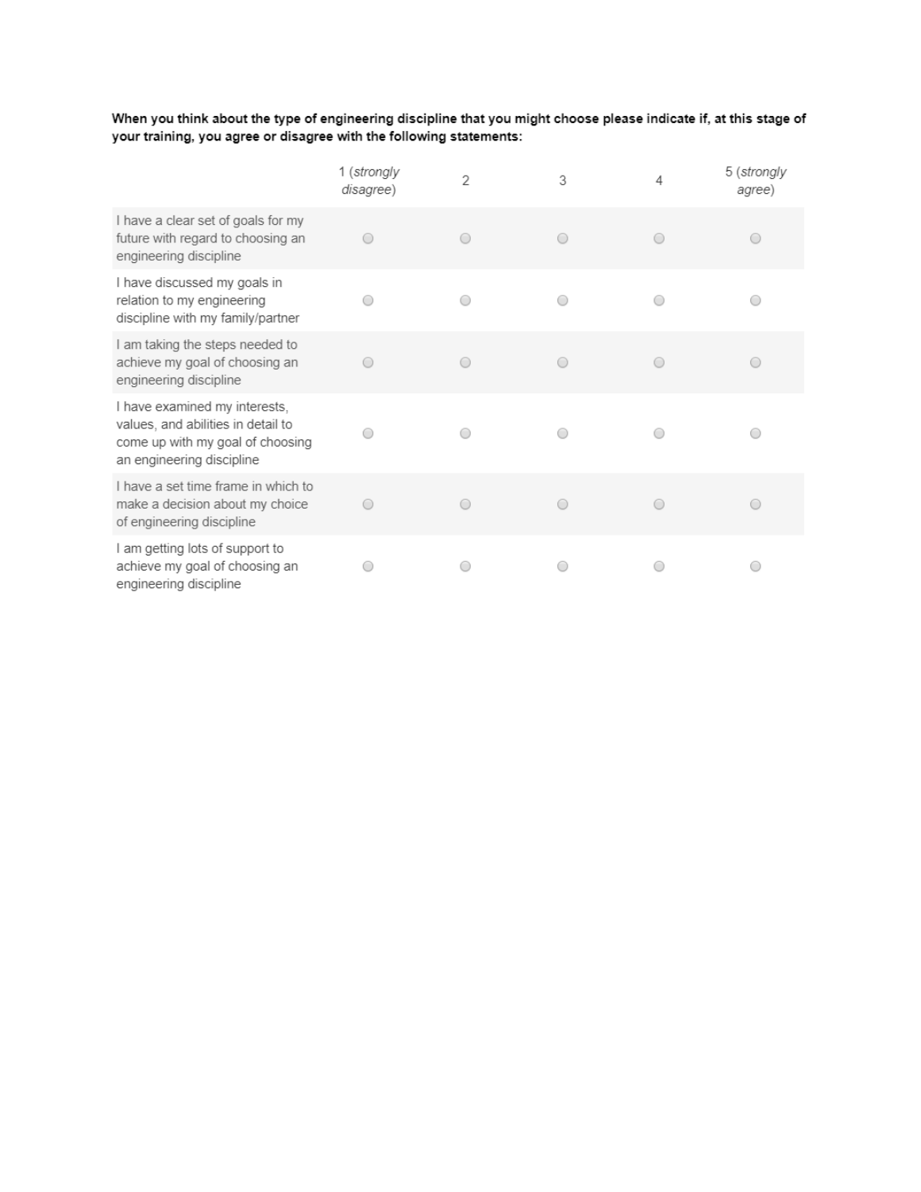**When you think about the type of engineering discipline that you might choose please indicate if, at this stage of your training, you agree or disagree with the following statements:**

| | 1 (*strongly disagree*) | 2 | 3 | 4 | 5 (*strongly agree*) |
|---|---|---|---|---|---|
| I have a clear set of goals for my future with regard to choosing an engineering discipline | ○ | ○ | ○ | ○ | ○ |
| I have discussed my goals in relation to my engineering discipline with my family/partner | ○ | ○ | ○ | ○ | ○ |
| I am taking the steps needed to achieve my goal of choosing an engineering discipline | ○ | ○ | ○ | ○ | ○ |
| I have examined my interests, values, and abilities in detail to come up with my goal of choosing an engineering discipline | ○ | ○ | ○ | ○ | ○ |
| I have a set time frame in which to make a decision about my choice of engineering discipline | ○ | ○ | ○ | ○ | ○ |
| I am getting lots of support to achieve my goal of choosing an engineering discipline | ○ | ○ | ○ | ○ | ○ |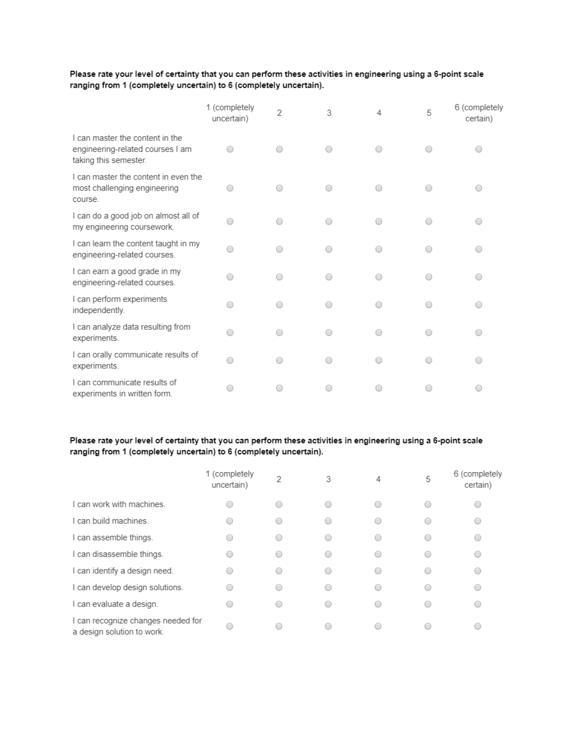**Please rate your level of certainty that you can perform these activities in engineering using a 6-point scale ranging from 1 (completely uncertain) to 6 (completely uncertain).**

| | 1 (completely uncertain) | 2 | 3 | 4 | 5 | 6 (completely certain) |
|---|---|---|---|---|---|---|
| I can master the content in the engineering-related courses I am taking this semester. | ○ | ○ | ○ | ○ | ○ | ○ |
| I can master the content in even the most challenging engineering course. | ○ | ○ | ○ | ○ | ○ | ○ |
| I can do a good job on almost all of my engineering coursework. | ○ | ○ | ○ | ○ | ○ | ○ |
| I can learn the content taught in my engineering-related courses. | ○ | ○ | ○ | ○ | ○ | ○ |
| I can earn a good grade in my engineering-related courses. | ○ | ○ | ○ | ○ | ○ | ○ |
| I can perform experiments independently. | ○ | ○ | ○ | ○ | ○ | ○ |
| I can analyze data resulting from experiments. | ○ | ○ | ○ | ○ | ○ | ○ |
| I can orally communicate results of experiments. | ○ | ○ | ○ | ○ | ○ | ○ |
| I can communicate results of experiments in written form. | ○ | ○ | ○ | ○ | ○ | ○ |

**Please rate your level of certainty that you can perform these activities in engineering using a 6-point scale ranging from 1 (completely uncertain) to 6 (completely uncertain).**

| | 1 (completely uncertain) | 2 | 3 | 4 | 5 | 6 (completely certain) |
|---|---|---|---|---|---|---|
| I can work with machines. | ○ | ○ | ○ | ○ | ○ | ○ |
| I can build machines. | ○ | ○ | ○ | ○ | ○ | ○ |
| I can assemble things. | ○ | ○ | ○ | ○ | ○ | ○ |
| I can disassemble things. | ○ | ○ | ○ | ○ | ○ | ○ |
| I can identify a design need. | ○ | ○ | ○ | ○ | ○ | ○ |
| I can develop design solutions. | ○ | ○ | ○ | ○ | ○ | ○ |
| I can evaluate a design. | ○ | ○ | ○ | ○ | ○ | ○ |
| I can recognize changes needed for a design solution to work. | ○ | ○ | ○ | ○ | ○ | ○ |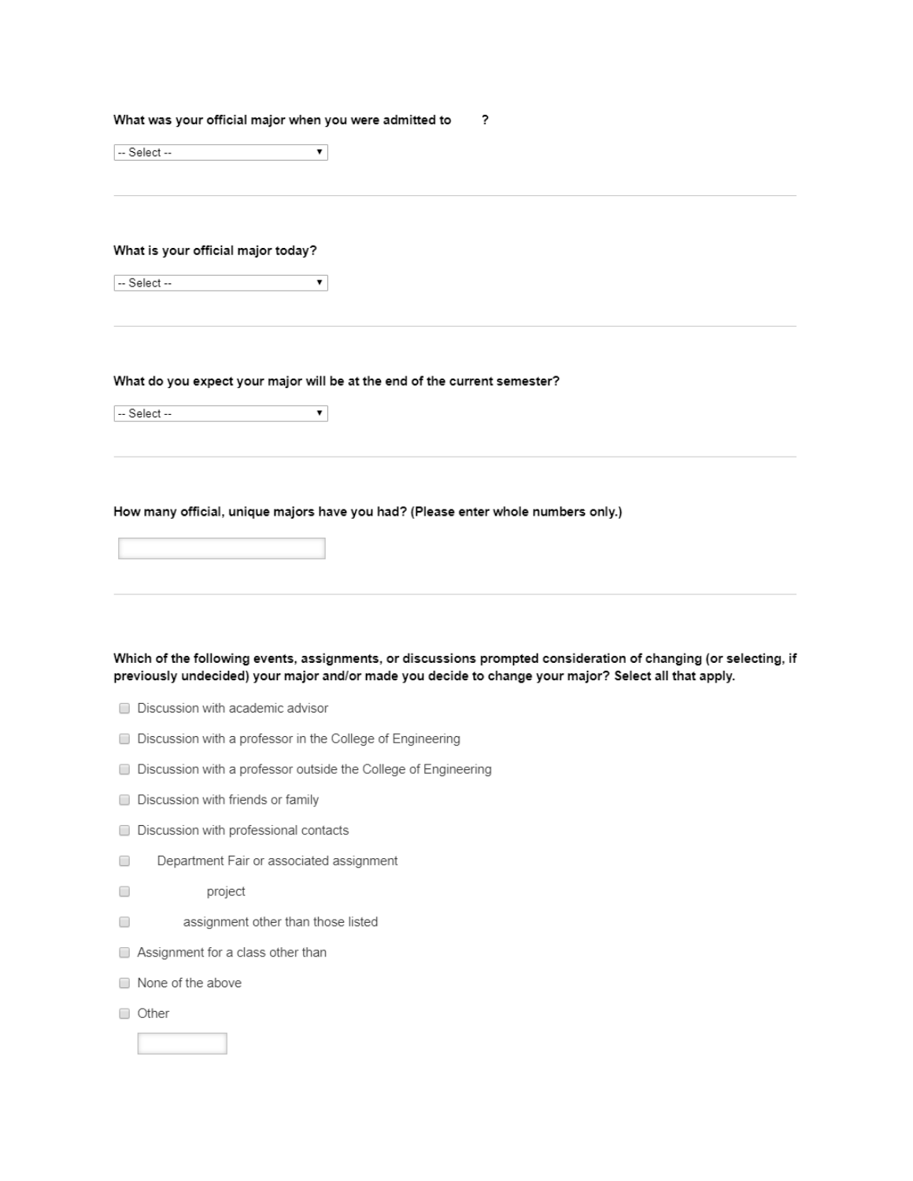**What was your official major when you were admitted to ?**

-- Select --

---

**What is your official major today?**

-- Select --

---

**What do you expect your major will be at the end of the current semester?**

-- Select --

---

**How many official, unique majors have you had? (Please enter whole numbers only.)**

---

**Which of the following events, assignments, or discussions prompted consideration of changing (or selecting, if previously undecided) your major and/or made you decide to change your major? Select all that apply.**

- [ ] Discussion with academic advisor
- [ ] Discussion with a professor in the College of Engineering
- [ ] Discussion with a professor outside the College of Engineering
- [ ] Discussion with friends or family
- [ ] Discussion with professional contacts
- [ ] Department Fair or associated assignment
- [ ] project
- [ ] assignment other than those listed
- [ ] Assignment for a class other than
- [ ] None of the above
- [ ] Other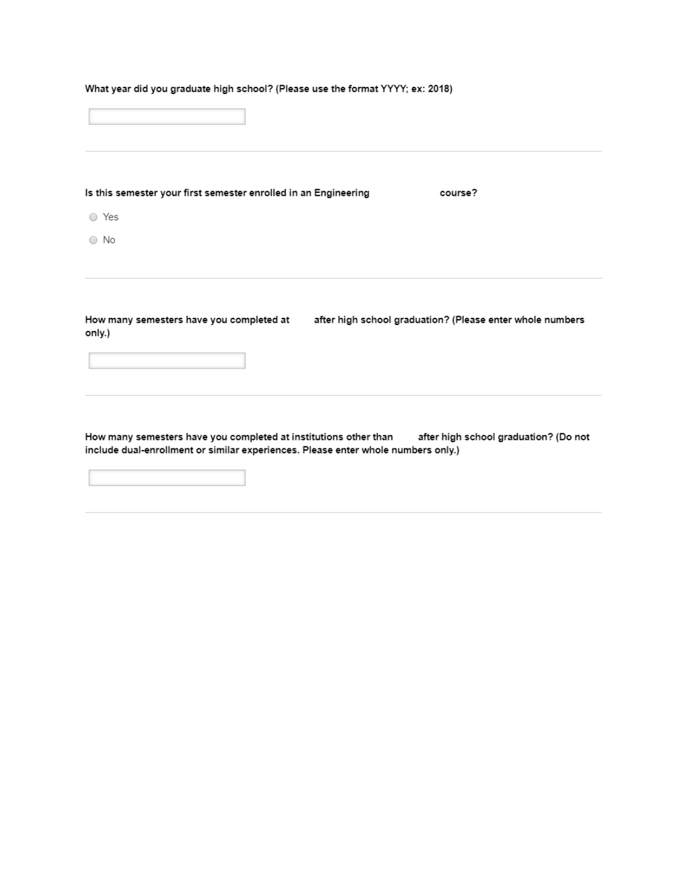**What year did you graduate high school? (Please use the format YYYY; ex: 2018)**

---

**Is this semester your first semester enrolled in an Engineering course?**

- Yes
- No

---

**How many semesters have you completed at after high school graduation? (Please enter whole numbers only.)**

---

**How many semesters have you completed at institutions other than after high school graduation? (Do not include dual-enrollment or similar experiences. Please enter whole numbers only.)**

---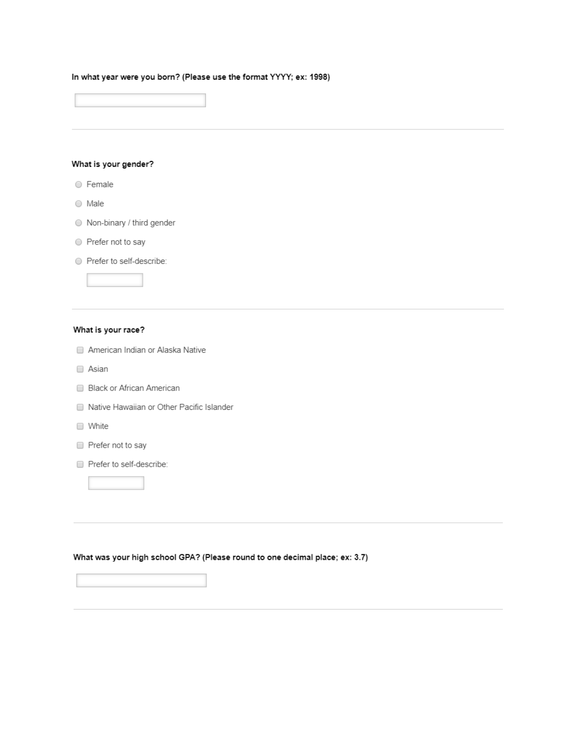**In what year were you born? (Please use the format YYYY; ex: 1998)**

\_\_\_\_\_\_\_\_\_\_\_\_\_\_\_\_

---

**What is your gender?**

- ○ Female
- ○ Male
- ○ Non-binary / third gender
- ○ Prefer not to say
- ○ Prefer to self-describe: \_\_\_\_\_\_\_\_

---

**What is your race?**

- ☐ American Indian or Alaska Native
- ☐ Asian
- ☐ Black or African American
- ☐ Native Hawaiian or Other Pacific Islander
- ☐ White
- ☐ Prefer not to say
- ☐ Prefer to self-describe: \_\_\_\_\_\_\_\_

---

**What was your high school GPA? (Please round to one decimal place; ex: 3.7)**

\_\_\_\_\_\_\_\_\_\_\_\_\_\_\_\_

---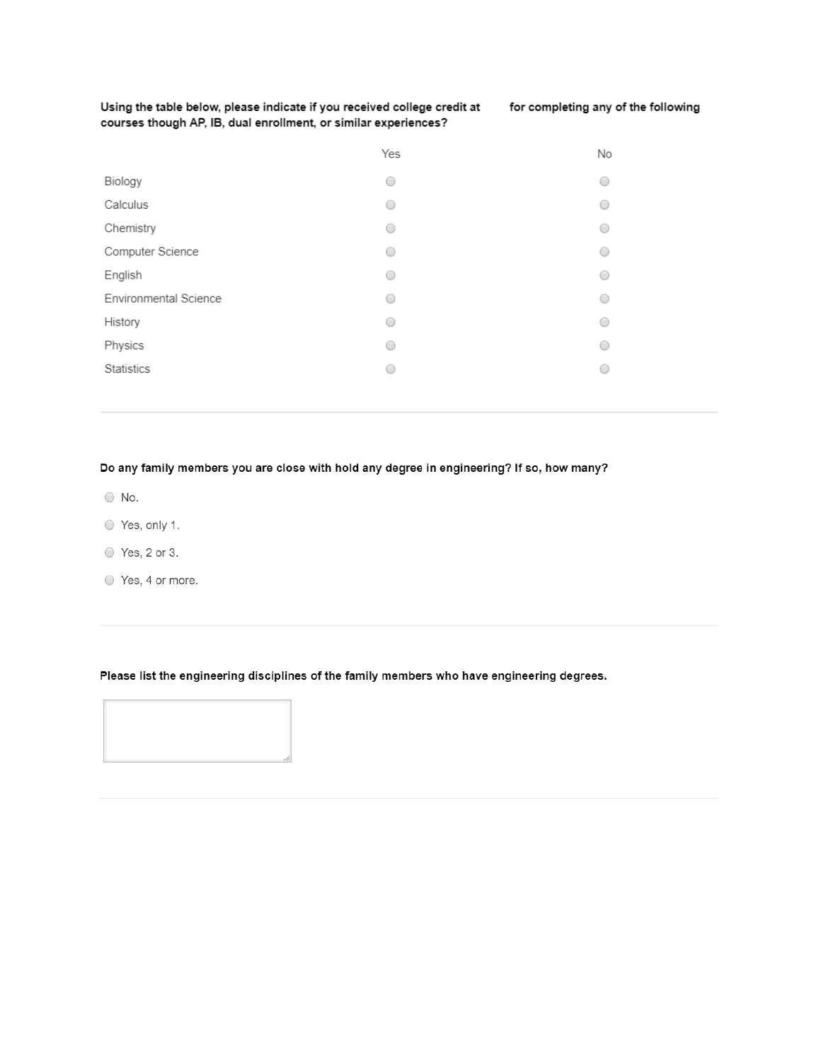**Using the table below, please indicate if you received college credit at for completing any of the following courses though AP, IB, dual enrollment, or similar experiences?**

| | Yes | No |
|---|---|---|
| Biology | ○ | ○ |
| Calculus | ○ | ○ |
| Chemistry | ○ | ○ |
| Computer Science | ○ | ○ |
| English | ○ | ○ |
| Environmental Science | ○ | ○ |
| History | ○ | ○ |
| Physics | ○ | ○ |
| Statistics | ○ | ○ |

---

**Do any family members you are close with hold any degree in engineering? If so, how many?**

- ○ No.
- ○ Yes, only 1.
- ○ Yes, 2 or 3.
- ○ Yes, 4 or more.

---

**Please list the engineering disciplines of the family members who have engineering degrees.**

---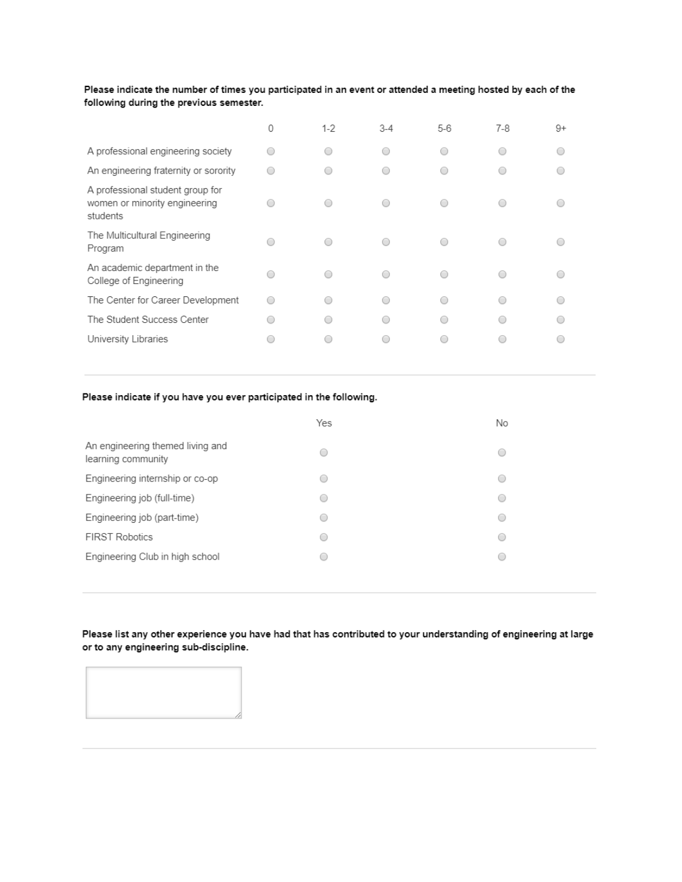**Please indicate the number of times you participated in an event or attended a meeting hosted by each of the following during the previous semester.**

| | 0 | 1-2 | 3-4 | 5-6 | 7-8 | 9+ |
|---|---|---|---|---|---|---|
| A professional engineering society | ○ | ○ | ○ | ○ | ○ | ○ |
| An engineering fraternity or sorority | ○ | ○ | ○ | ○ | ○ | ○ |
| A professional student group for women or minority engineering students | ○ | ○ | ○ | ○ | ○ | ○ |
| The Multicultural Engineering Program | ○ | ○ | ○ | ○ | ○ | ○ |
| An academic department in the College of Engineering | ○ | ○ | ○ | ○ | ○ | ○ |
| The Center for Career Development | ○ | ○ | ○ | ○ | ○ | ○ |
| The Student Success Center | ○ | ○ | ○ | ○ | ○ | ○ |
| University Libraries | ○ | ○ | ○ | ○ | ○ | ○ |

**Please indicate if you have you ever participated in the following.**

| | Yes | No |
|---|---|---|
| An engineering themed living and learning community | ○ | ○ |
| Engineering internship or co-op | ○ | ○ |
| Engineering job (full-time) | ○ | ○ |
| Engineering job (part-time) | ○ | ○ |
| FIRST Robotics | ○ | ○ |
| Engineering Club in high school | ○ | ○ |

**Please list any other experience you have had that has contributed to your understanding of engineering at large or to any engineering sub-discipline.**